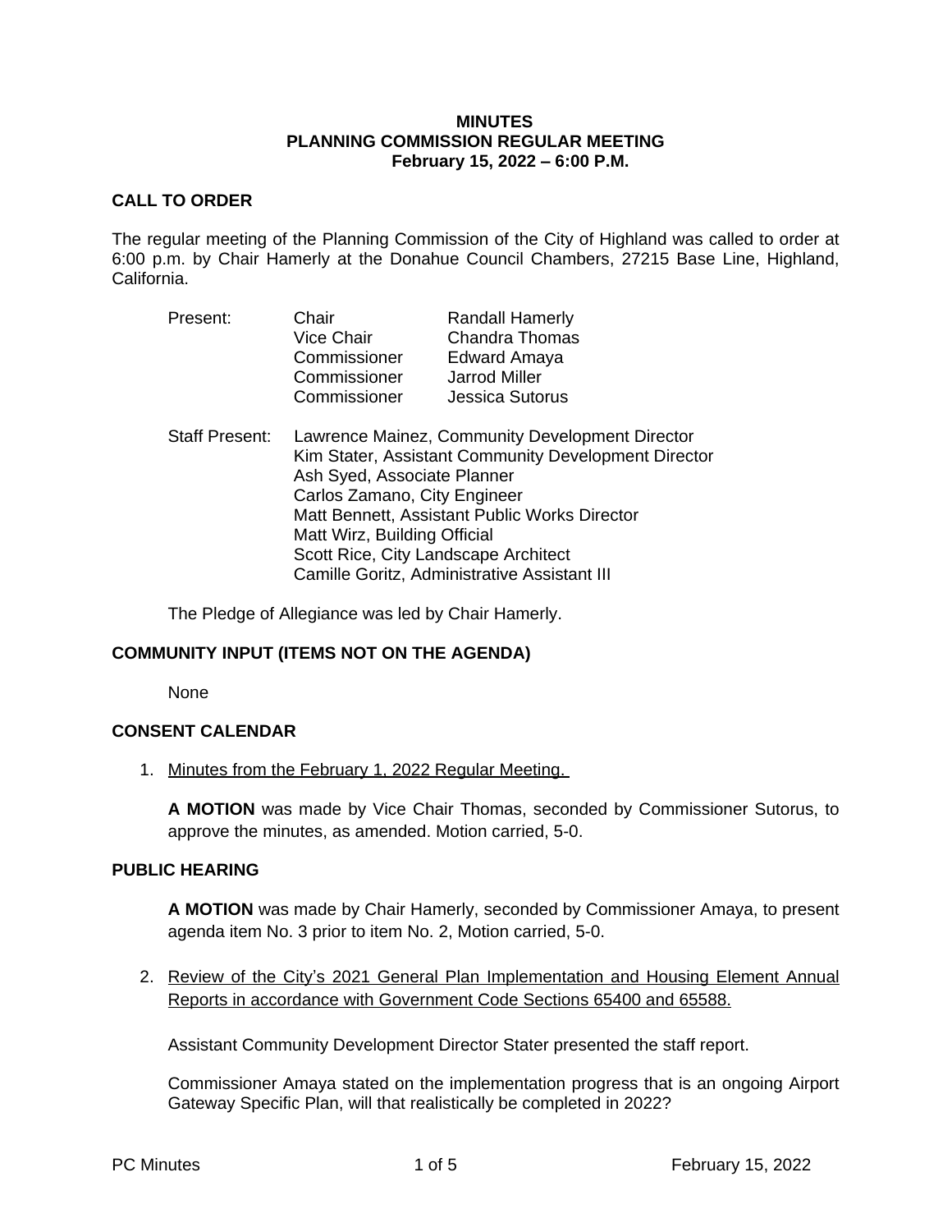**MINUTES**
**PLANNING COMMISSION REGULAR MEETING**
**February 15, 2022 – 6:00 P.M.**

## CALL TO ORDER

The regular meeting of the Planning Commission of the City of Highland was called to order at 6:00 p.m. by Chair Hamerly at the Donahue Council Chambers, 27215 Base Line, Highland, California.

| Present: | Chair | Randall Hamerly |
|---|---|---|
| | Vice Chair | Chandra Thomas |
| | Commissioner | Edward Amaya |
| | Commissioner | Jarrod Miller |
| | Commissioner | Jessica Sutorus |

Staff Present:
Lawrence Mainez, Community Development Director
Kim Stater, Assistant Community Development Director
Ash Syed, Associate Planner
Carlos Zamano, City Engineer
Matt Bennett, Assistant Public Works Director
Matt Wirz, Building Official
Scott Rice, City Landscape Architect
Camille Goritz, Administrative Assistant III

The Pledge of Allegiance was led by Chair Hamerly.

## COMMUNITY INPUT (ITEMS NOT ON THE AGENDA)

None

## CONSENT CALENDAR

1. Minutes from the February 1, 2022 Regular Meeting.

   **A MOTION** was made by Vice Chair Thomas, seconded by Commissioner Sutorus, to approve the minutes, as amended. Motion carried, 5-0.

## PUBLIC HEARING

**A MOTION** was made by Chair Hamerly, seconded by Commissioner Amaya, to present agenda item No. 3 prior to item No. 2, Motion carried, 5-0.

2. Review of the City's 2021 General Plan Implementation and Housing Element Annual Reports in accordance with Government Code Sections 65400 and 65588.

   Assistant Community Development Director Stater presented the staff report.

   Commissioner Amaya stated on the implementation progress that is an ongoing Airport Gateway Specific Plan, will that realistically be completed in 2022?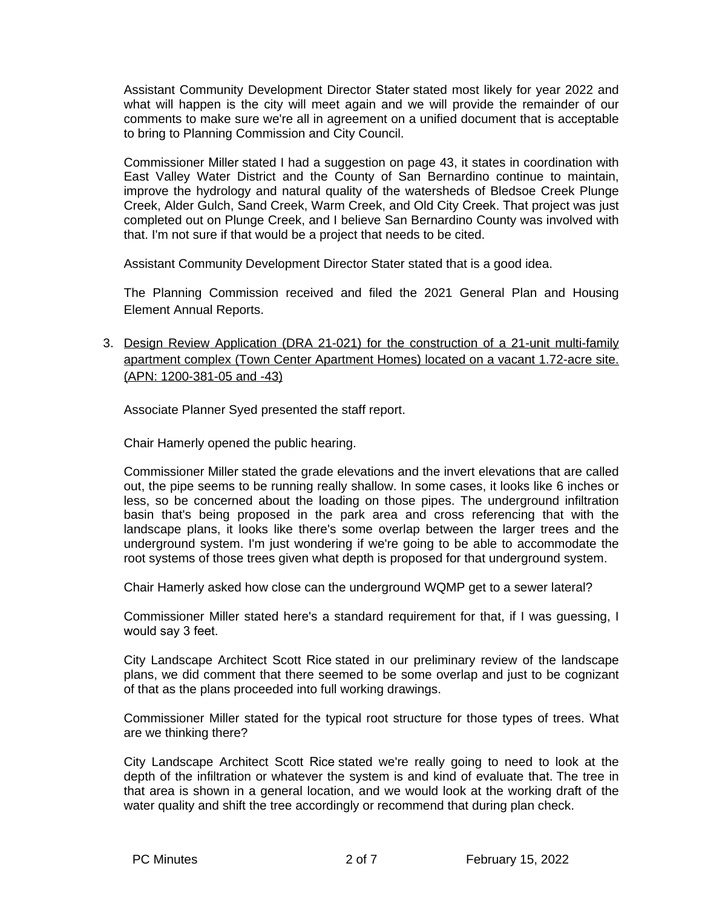Assistant Community Development Director Stater stated most likely for year 2022 and what will happen is the city will meet again and we will provide the remainder of our comments to make sure we're all in agreement on a unified document that is acceptable to bring to Planning Commission and City Council.

Commissioner Miller stated I had a suggestion on page 43, it states in coordination with East Valley Water District and the County of San Bernardino continue to maintain, improve the hydrology and natural quality of the watersheds of Bledsoe Creek Plunge Creek, Alder Gulch, Sand Creek, Warm Creek, and Old City Creek. That project was just completed out on Plunge Creek, and I believe San Bernardino County was involved with that. I'm not sure if that would be a project that needs to be cited.

Assistant Community Development Director Stater stated that is a good idea.

The Planning Commission received and filed the 2021 General Plan and Housing Element Annual Reports.

3. Design Review Application (DRA 21-021) for the construction of a 21-unit multi-family apartment complex (Town Center Apartment Homes) located on a vacant 1.72-acre site. (APN: 1200-381-05 and -43)

   Associate Planner Syed presented the staff report.

   Chair Hamerly opened the public hearing.

   Commissioner Miller stated the grade elevations and the invert elevations that are called out, the pipe seems to be running really shallow. In some cases, it looks like 6 inches or less, so be concerned about the loading on those pipes. The underground infiltration basin that's being proposed in the park area and cross referencing that with the landscape plans, it looks like there's some overlap between the larger trees and the underground system. I'm just wondering if we're going to be able to accommodate the root systems of those trees given what depth is proposed for that underground system.

   Chair Hamerly asked how close can the underground WQMP get to a sewer lateral?

   Commissioner Miller stated here's a standard requirement for that, if I was guessing, I would say 3 feet.

   City Landscape Architect Scott Rice stated in our preliminary review of the landscape plans, we did comment that there seemed to be some overlap and just to be cognizant of that as the plans proceeded into full working drawings.

   Commissioner Miller stated for the typical root structure for those types of trees. What are we thinking there?

   City Landscape Architect Scott Rice stated we're really going to need to look at the depth of the infiltration or whatever the system is and kind of evaluate that. The tree in that area is shown in a general location, and we would look at the working draft of the water quality and shift the tree accordingly or recommend that during plan check.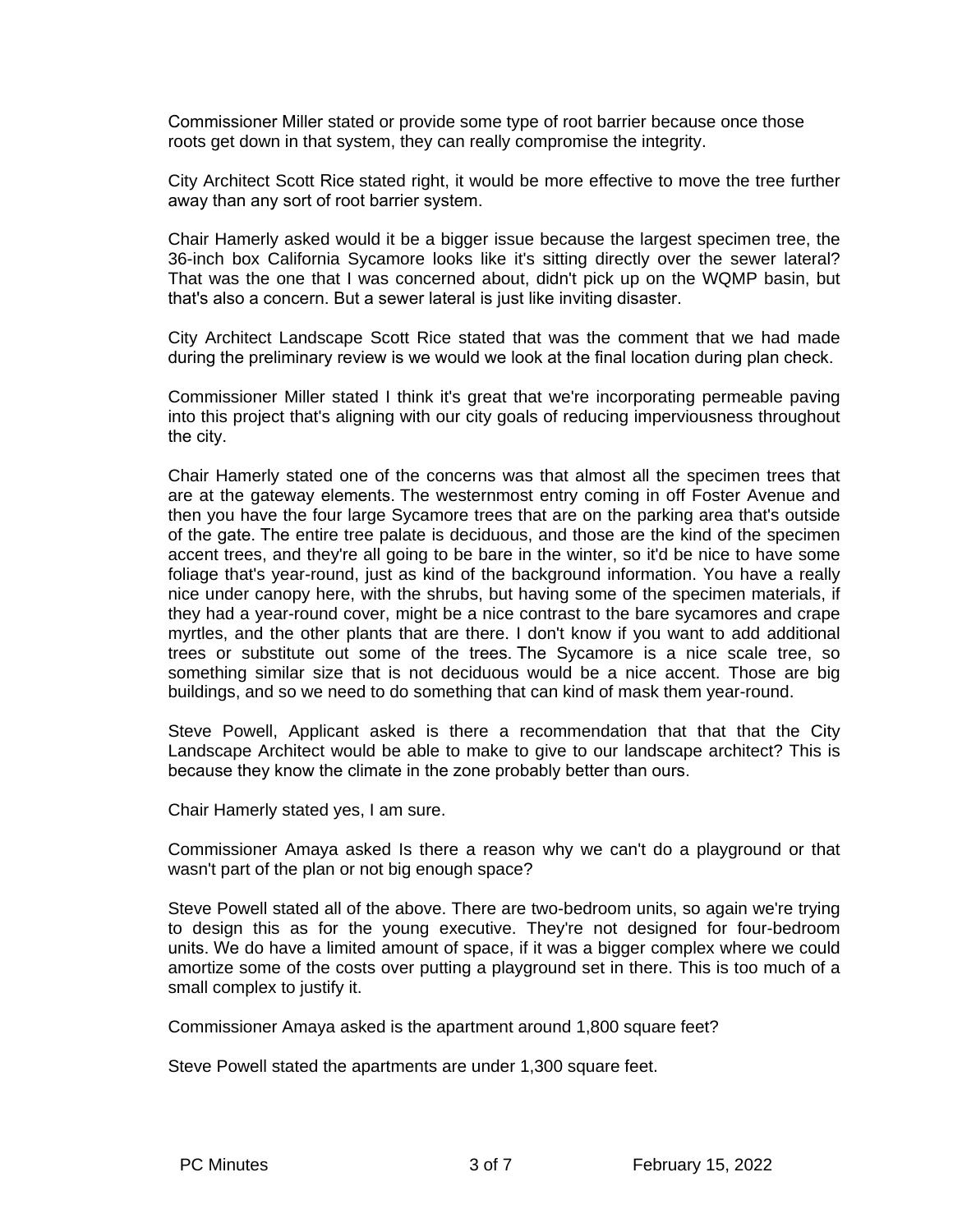Commissioner Miller stated or provide some type of root barrier because once those roots get down in that system, they can really compromise the integrity.

City Architect Scott Rice stated right, it would be more effective to move the tree further away than any sort of root barrier system.

Chair Hamerly asked would it be a bigger issue because the largest specimen tree, the 36-inch box California Sycamore looks like it's sitting directly over the sewer lateral? That was the one that I was concerned about, didn't pick up on the WQMP basin, but that's also a concern. But a sewer lateral is just like inviting disaster.

City Architect Landscape Scott Rice stated that was the comment that we had made during the preliminary review is we would we look at the final location during plan check.

Commissioner Miller stated I think it's great that we're incorporating permeable paving into this project that's aligning with our city goals of reducing imperviousness throughout the city.

Chair Hamerly stated one of the concerns was that almost all the specimen trees that are at the gateway elements. The westernmost entry coming in off Foster Avenue and then you have the four large Sycamore trees that are on the parking area that's outside of the gate. The entire tree palate is deciduous, and those are the kind of the specimen accent trees, and they're all going to be bare in the winter, so it'd be nice to have some foliage that's year-round, just as kind of the background information. You have a really nice under canopy here, with the shrubs, but having some of the specimen materials, if they had a year-round cover, might be a nice contrast to the bare sycamores and crape myrtles, and the other plants that are there. I don't know if you want to add additional trees or substitute out some of the trees. The Sycamore is a nice scale tree, so something similar size that is not deciduous would be a nice accent. Those are big buildings, and so we need to do something that can kind of mask them year-round.

Steve Powell, Applicant asked is there a recommendation that that that the City Landscape Architect would be able to make to give to our landscape architect? This is because they know the climate in the zone probably better than ours.

Chair Hamerly stated yes, I am sure.

Commissioner Amaya asked Is there a reason why we can't do a playground or that wasn't part of the plan or not big enough space?

Steve Powell stated all of the above. There are two-bedroom units, so again we're trying to design this as for the young executive. They're not designed for four-bedroom units. We do have a limited amount of space, if it was a bigger complex where we could amortize some of the costs over putting a playground set in there. This is too much of a small complex to justify it.

Commissioner Amaya asked is the apartment around 1,800 square feet?

Steve Powell stated the apartments are under 1,300 square feet.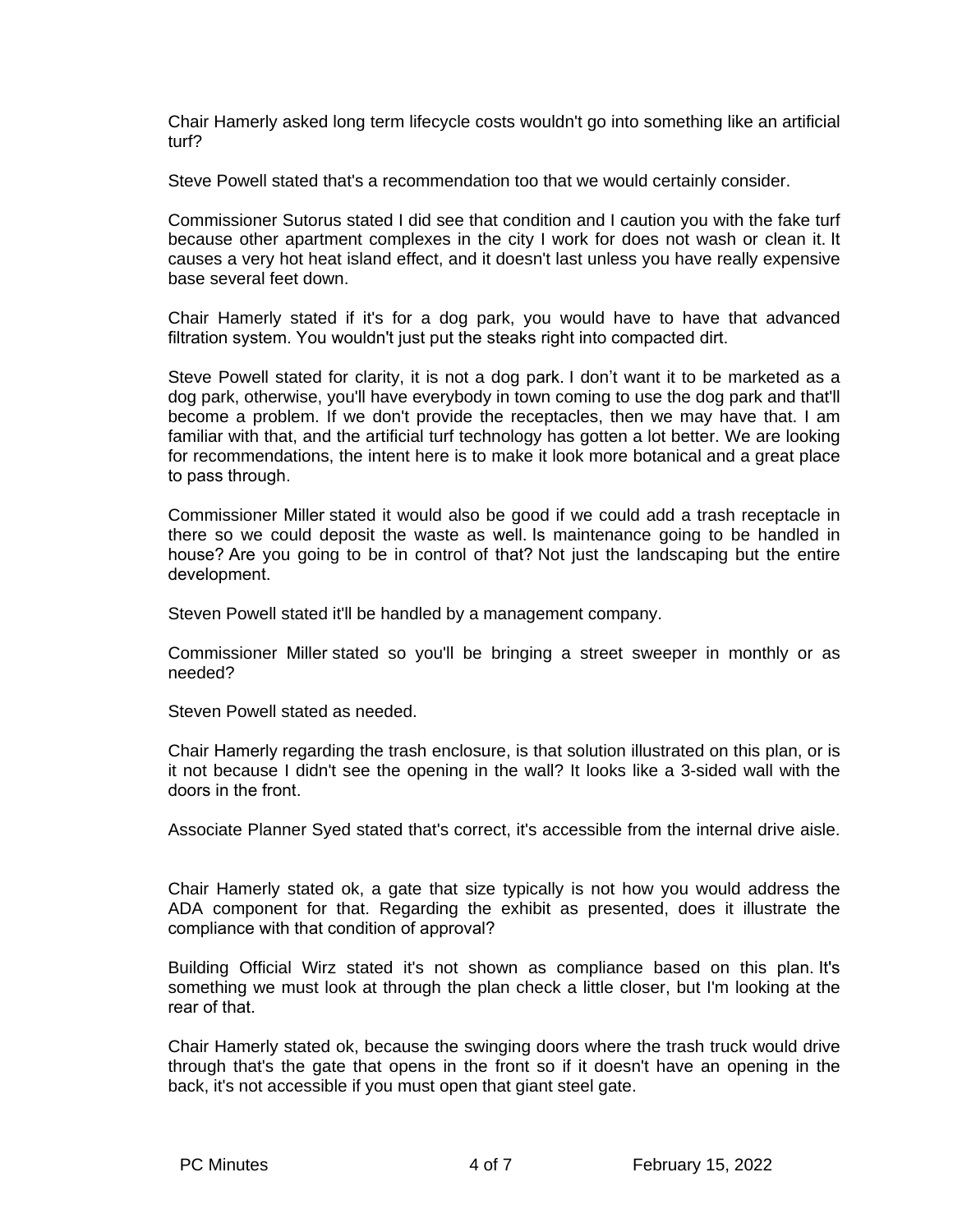Chair Hamerly asked long term lifecycle costs wouldn't go into something like an artificial turf?

Steve Powell stated that's a recommendation too that we would certainly consider.

Commissioner Sutorus stated I did see that condition and I caution you with the fake turf because other apartment complexes in the city I work for does not wash or clean it. It causes a very hot heat island effect, and it doesn't last unless you have really expensive base several feet down.

Chair Hamerly stated if it's for a dog park, you would have to have that advanced filtration system. You wouldn't just put the steaks right into compacted dirt.

Steve Powell stated for clarity, it is not a dog park. I don't want it to be marketed as a dog park, otherwise, you'll have everybody in town coming to use the dog park and that'll become a problem. If we don't provide the receptacles, then we may have that. I am familiar with that, and the artificial turf technology has gotten a lot better. We are looking for recommendations, the intent here is to make it look more botanical and a great place to pass through.

Commissioner Miller stated it would also be good if we could add a trash receptacle in there so we could deposit the waste as well. Is maintenance going to be handled in house? Are you going to be in control of that? Not just the landscaping but the entire development.

Steven Powell stated it'll be handled by a management company.

Commissioner Miller stated so you'll be bringing a street sweeper in monthly or as needed?

Steven Powell stated as needed.

Chair Hamerly regarding the trash enclosure, is that solution illustrated on this plan, or is it not because I didn't see the opening in the wall? It looks like a 3-sided wall with the doors in the front.

Associate Planner Syed stated that's correct, it's accessible from the internal drive aisle.

Chair Hamerly stated ok, a gate that size typically is not how you would address the ADA component for that. Regarding the exhibit as presented, does it illustrate the compliance with that condition of approval?

Building Official Wirz stated it's not shown as compliance based on this plan. It's something we must look at through the plan check a little closer, but I'm looking at the rear of that.

Chair Hamerly stated ok, because the swinging doors where the trash truck would drive through that's the gate that opens in the front so if it doesn't have an opening in the back, it's not accessible if you must open that giant steel gate.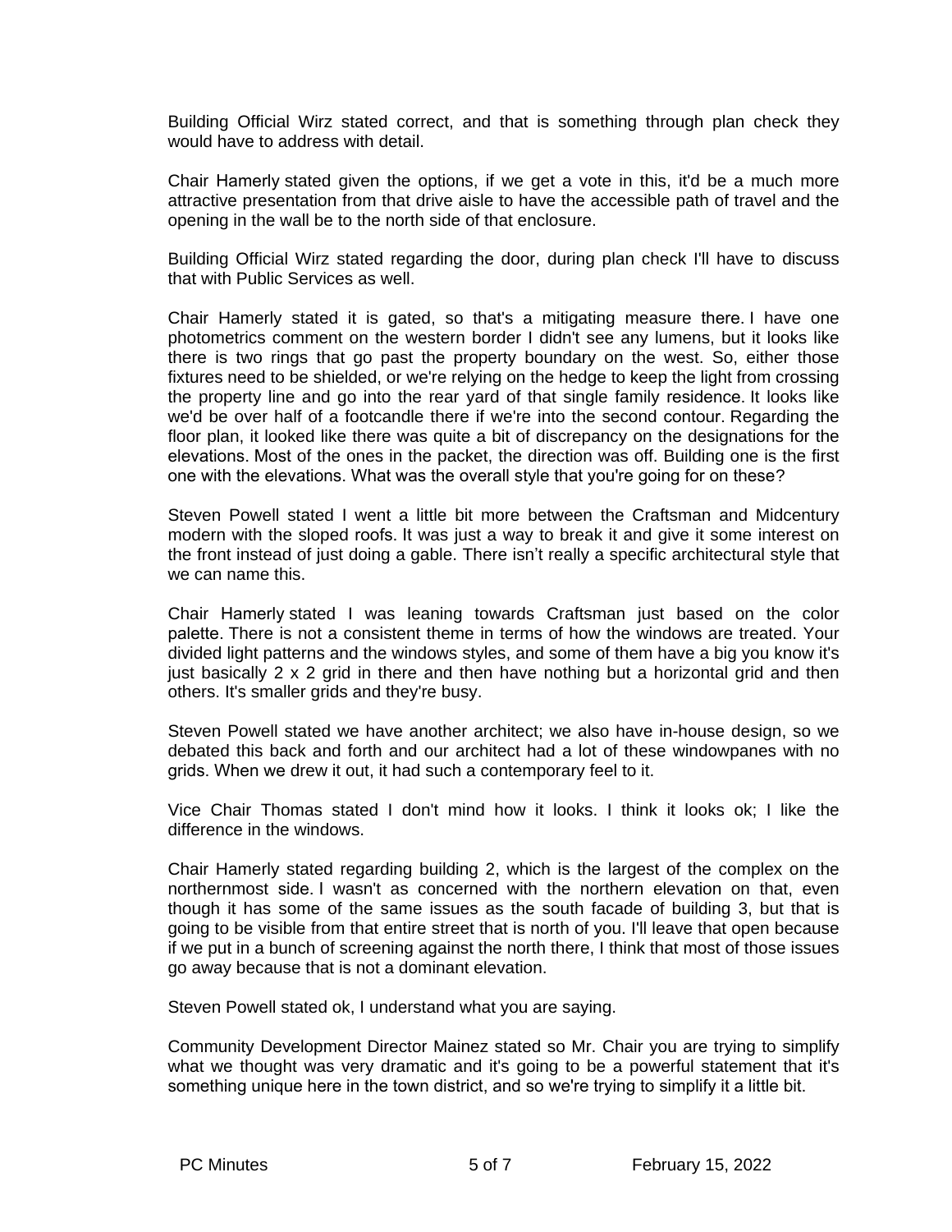Building Official Wirz stated correct, and that is something through plan check they would have to address with detail.

Chair Hamerly stated given the options, if we get a vote in this, it'd be a much more attractive presentation from that drive aisle to have the accessible path of travel and the opening in the wall be to the north side of that enclosure.

Building Official Wirz stated regarding the door, during plan check I'll have to discuss that with Public Services as well.

Chair Hamerly stated it is gated, so that's a mitigating measure there. I have one photometrics comment on the western border I didn't see any lumens, but it looks like there is two rings that go past the property boundary on the west. So, either those fixtures need to be shielded, or we're relying on the hedge to keep the light from crossing the property line and go into the rear yard of that single family residence. It looks like we'd be over half of a footcandle there if we're into the second contour. Regarding the floor plan, it looked like there was quite a bit of discrepancy on the designations for the elevations. Most of the ones in the packet, the direction was off. Building one is the first one with the elevations. What was the overall style that you're going for on these?

Steven Powell stated I went a little bit more between the Craftsman and Midcentury modern with the sloped roofs. It was just a way to break it and give it some interest on the front instead of just doing a gable. There isn't really a specific architectural style that we can name this.

Chair Hamerly stated I was leaning towards Craftsman just based on the color palette. There is not a consistent theme in terms of how the windows are treated. Your divided light patterns and the windows styles, and some of them have a big you know it's just basically 2 x 2 grid in there and then have nothing but a horizontal grid and then others. It's smaller grids and they're busy.

Steven Powell stated we have another architect; we also have in-house design, so we debated this back and forth and our architect had a lot of these windowpanes with no grids. When we drew it out, it had such a contemporary feel to it.

Vice Chair Thomas stated I don't mind how it looks. I think it looks ok; I like the difference in the windows.

Chair Hamerly stated regarding building 2, which is the largest of the complex on the northernmost side. I wasn't as concerned with the northern elevation on that, even though it has some of the same issues as the south facade of building 3, but that is going to be visible from that entire street that is north of you. I'll leave that open because if we put in a bunch of screening against the north there, I think that most of those issues go away because that is not a dominant elevation.

Steven Powell stated ok, I understand what you are saying.

Community Development Director Mainez stated so Mr. Chair you are trying to simplify what we thought was very dramatic and it's going to be a powerful statement that it's something unique here in the town district, and so we're trying to simplify it a little bit.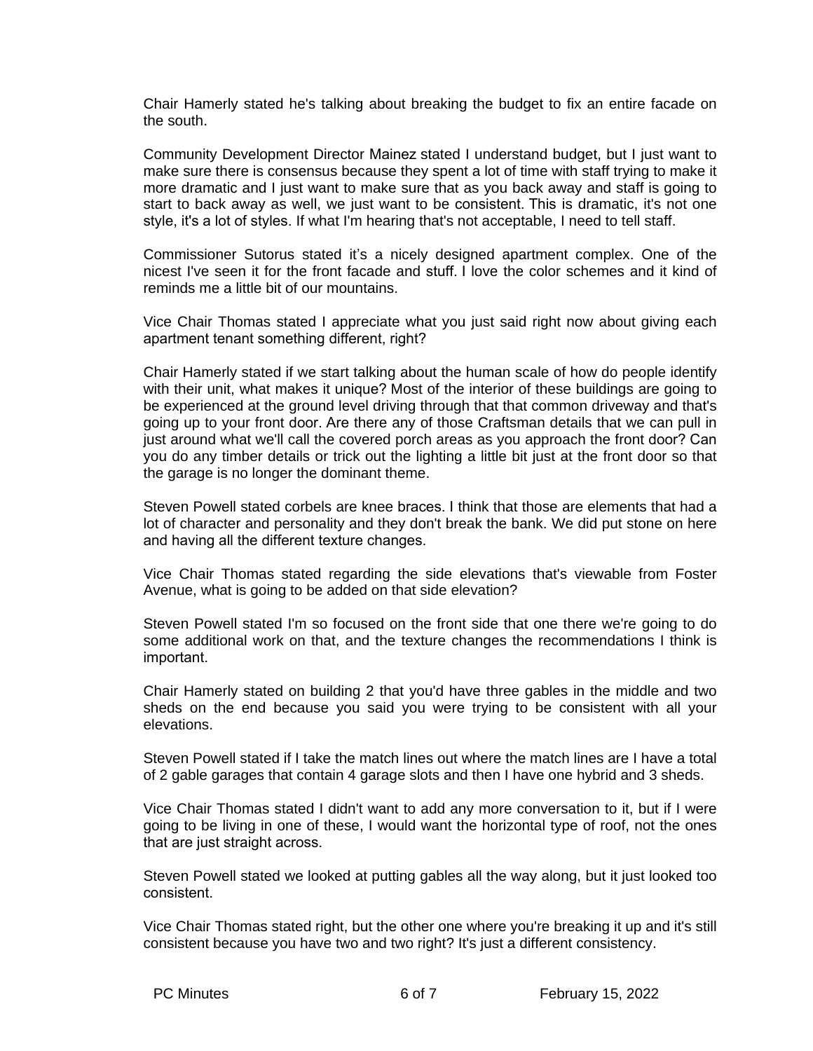Chair Hamerly stated he's talking about breaking the budget to fix an entire facade on the south.

Community Development Director Mainez stated I understand budget, but I just want to make sure there is consensus because they spent a lot of time with staff trying to make it more dramatic and I just want to make sure that as you back away and staff is going to start to back away as well, we just want to be consistent. This is dramatic, it's not one style, it's a lot of styles. If what I'm hearing that's not acceptable, I need to tell staff.

Commissioner Sutorus stated it's a nicely designed apartment complex. One of the nicest I've seen it for the front facade and stuff. I love the color schemes and it kind of reminds me a little bit of our mountains.

Vice Chair Thomas stated I appreciate what you just said right now about giving each apartment tenant something different, right?

Chair Hamerly stated if we start talking about the human scale of how do people identify with their unit, what makes it unique? Most of the interior of these buildings are going to be experienced at the ground level driving through that that common driveway and that's going up to your front door. Are there any of those Craftsman details that we can pull in just around what we'll call the covered porch areas as you approach the front door? Can you do any timber details or trick out the lighting a little bit just at the front door so that the garage is no longer the dominant theme.

Steven Powell stated corbels are knee braces. I think that those are elements that had a lot of character and personality and they don't break the bank. We did put stone on here and having all the different texture changes.

Vice Chair Thomas stated regarding the side elevations that's viewable from Foster Avenue, what is going to be added on that side elevation?

Steven Powell stated I'm so focused on the front side that one there we're going to do some additional work on that, and the texture changes the recommendations I think is important.

Chair Hamerly stated on building 2 that you'd have three gables in the middle and two sheds on the end because you said you were trying to be consistent with all your elevations.

Steven Powell stated if I take the match lines out where the match lines are I have a total of 2 gable garages that contain 4 garage slots and then I have one hybrid and 3 sheds.

Vice Chair Thomas stated I didn't want to add any more conversation to it, but if I were going to be living in one of these, I would want the horizontal type of roof, not the ones that are just straight across.

Steven Powell stated we looked at putting gables all the way along, but it just looked too consistent.

Vice Chair Thomas stated right, but the other one where you're breaking it up and it's still consistent because you have two and two right? It's just a different consistency.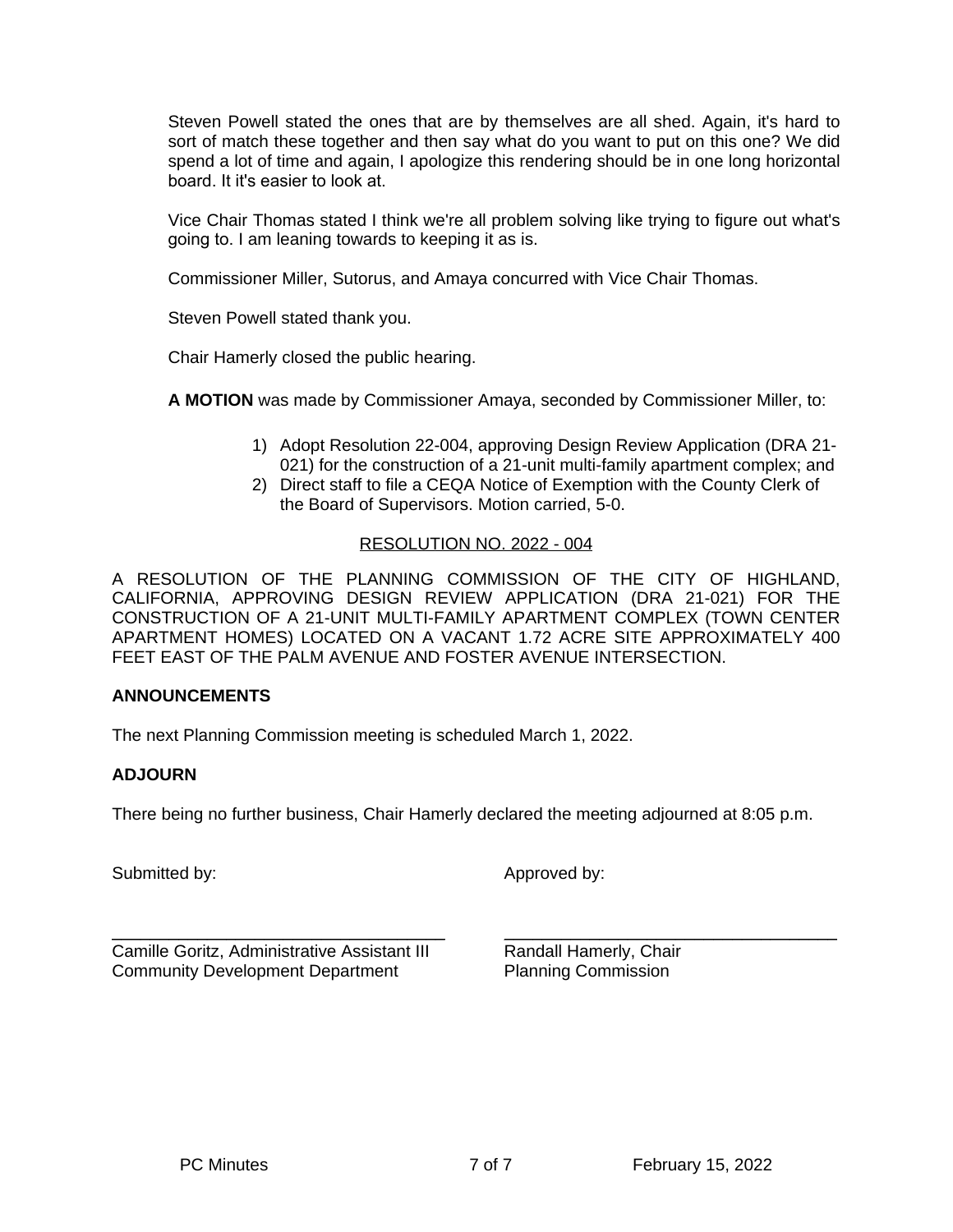Steven Powell stated the ones that are by themselves are all shed. Again, it's hard to sort of match these together and then say what do you want to put on this one? We did spend a lot of time and again, I apologize this rendering should be in one long horizontal board. It it's easier to look at.

Vice Chair Thomas stated I think we're all problem solving like trying to figure out what's going to. I am leaning towards to keeping it as is.

Commissioner Miller, Sutorus, and Amaya concurred with Vice Chair Thomas.

Steven Powell stated thank you.

Chair Hamerly closed the public hearing.

**A MOTION** was made by Commissioner Amaya, seconded by Commissioner Miller, to:

1) Adopt Resolution 22-004, approving Design Review Application (DRA 21-021) for the construction of a 21-unit multi-family apartment complex; and
2) Direct staff to file a CEQA Notice of Exemption with the County Clerk of the Board of Supervisors. Motion carried, 5-0.

RESOLUTION NO. 2022 - 004

A RESOLUTION OF THE PLANNING COMMISSION OF THE CITY OF HIGHLAND, CALIFORNIA, APPROVING DESIGN REVIEW APPLICATION (DRA 21-021) FOR THE CONSTRUCTION OF A 21-UNIT MULTI-FAMILY APARTMENT COMPLEX (TOWN CENTER APARTMENT HOMES) LOCATED ON A VACANT 1.72 ACRE SITE APPROXIMATELY 400 FEET EAST OF THE PALM AVENUE AND FOSTER AVENUE INTERSECTION.

**ANNOUNCEMENTS**

The next Planning Commission meeting is scheduled March 1, 2022.

**ADJOURN**

There being no further business, Chair Hamerly declared the meeting adjourned at 8:05 p.m.

Submitted by:

___________________________________
Camille Goritz, Administrative Assistant III
Community Development Department

Approved by:

___________________________________
Randall Hamerly, Chair
Planning Commission